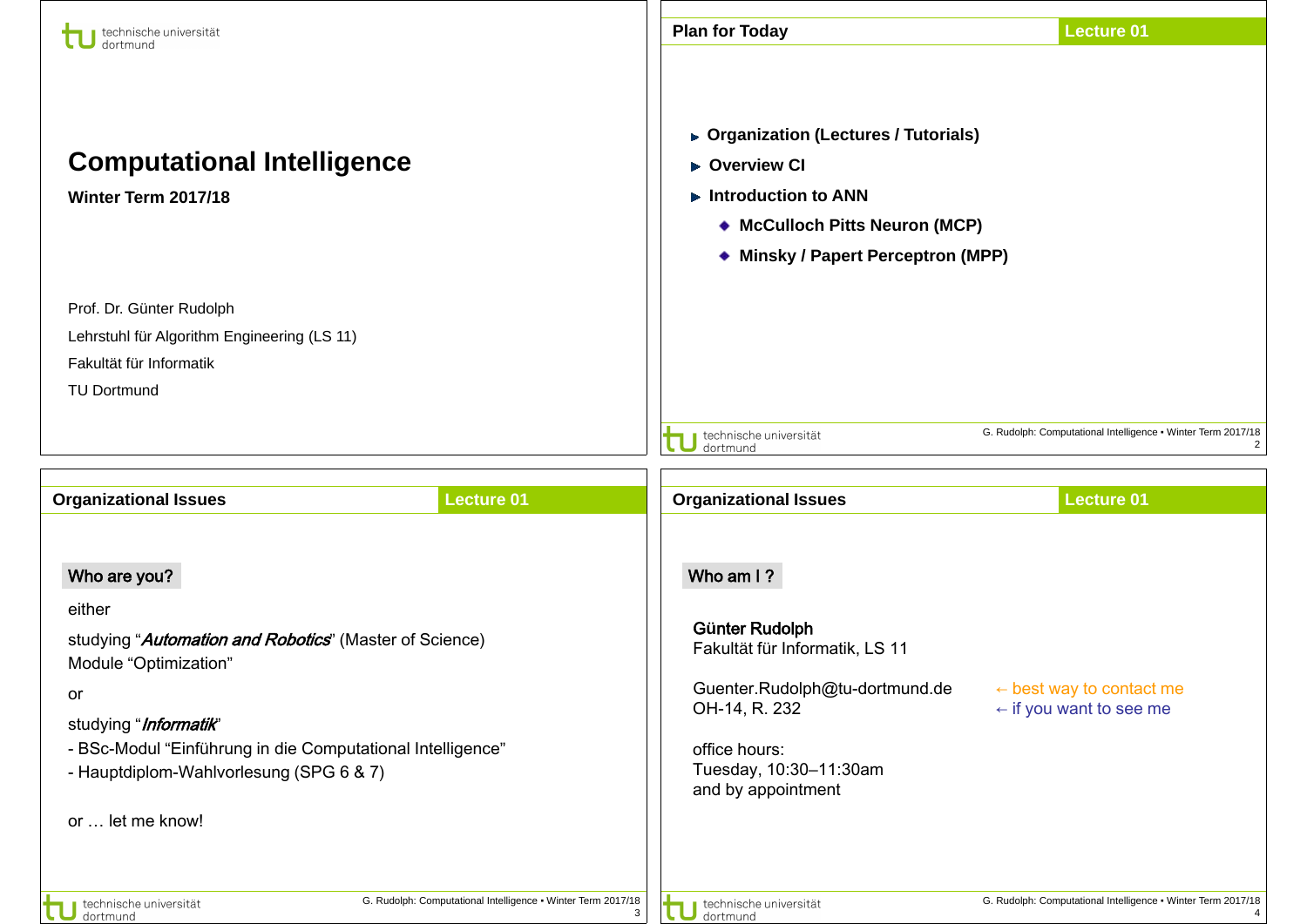# Computational Intelligence

**Winter Term 2017/18**

Prof. Dr. Günter Rudolph

Lehrstuhl für Algorithm Engineering (LS 11)

Fakultät für Informatik

TU Dortmund

## Plan for Today

- **Organization (Lectures / Tutorials)**
- **Overview CI**
- **Introduction to ANN**
  - **McCulloch Pitts Neuron (MCP)**
  - **Minsky / Papert Perceptron (MPP)**

## Organizational Issues

### Who are you?

either

studying "***Automation and Robotics***" (Master of Science)
Module "Optimization"

or

studying "***Informatik***"
- BSc-Modul "Einführung in die Computational Intelligence"
- Hauptdiplom-Wahlvorlesung (SPG 6 & 7)

or … let me know!

## Organizational Issues

### Who am I ?

**Günter Rudolph**
Fakultät für Informatik, LS 11

Guenter.Rudolph@tu-dortmund.de ← best way to contact me
OH-14, R. 232 ← if you want to see me

office hours:
Tuesday, 10:30–11:30am
and by appointment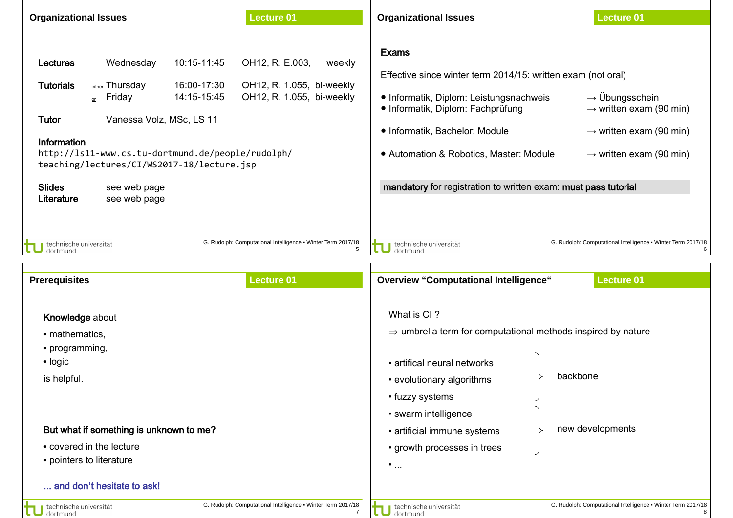## Organizational Issues

| | | | | |
|---|---|---|---|---|
| **Lectures** | Wednesday | 10:15-11:45 | OH12, R. E.003, | weekly |
| **Tutorials** | either Thursday | 16:00-17:30 | OH12, R. 1.055, | bi-weekly |
| | or Friday | 14:15-15:45 | OH12, R. 1.055, | bi-weekly |

**Tutor** Vanessa Volz, MSc, LS 11

**Information**
http://ls11-www.cs.tu-dortmund.de/people/rudolph/teaching/lectures/CI/WS2017-18/lecture.jsp

**Slides** see web page
**Literature** see web page

## Organizational Issues

**Exams**

Effective since winter term 2014/15: written exam (not oral)

- Informatik, Diplom: Leistungsnachweis → Übungsschein
- Informatik, Diplom: Fachprüfung → written exam (90 min)
- Informatik, Bachelor: Module → written exam (90 min)
- Automation & Robotics, Master: Module → written exam (90 min)

**mandatory** for registration to written exam: **must pass tutorial**

## Prerequisites

**Knowledge** about

- mathematics,
- programming,
- logic

is helpful.

**But what if something is unknown to me?**

- covered in the lecture
- pointers to literature

**... and don't hesitate to ask!**

## Overview "Computational Intelligence"

What is CI ?

⇒ umbrella term for computational methods inspired by nature

- artifical neural networks
- evolutionary algorithms
- fuzzy systems

} backbone

- swarm intelligence
- artificial immune systems
- growth processes in trees

} new developments

- ...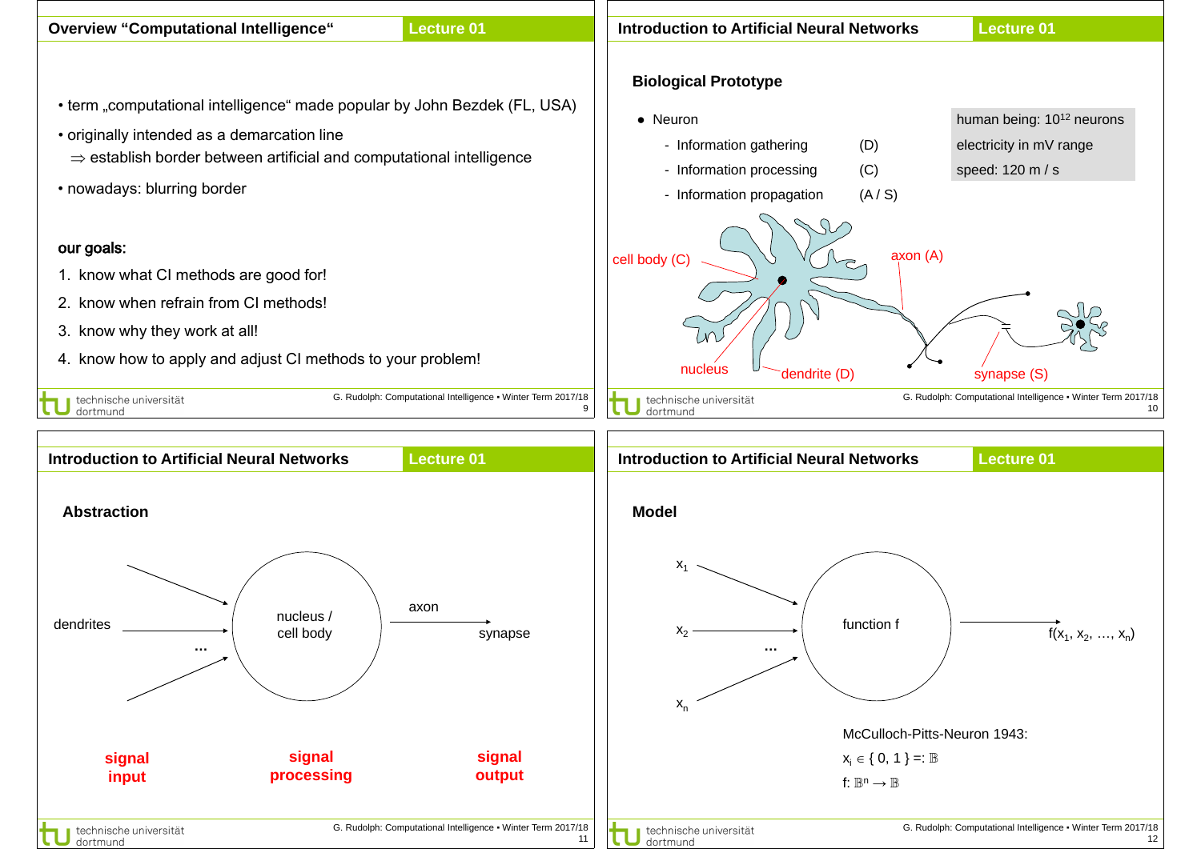## Overview "Computational Intelligence" — Lecture 01

- term „computational intelligence“ made popular by John Bezdek (FL, USA)
- originally intended as a demarcation line
  $\Rightarrow$ establish border between artificial and computational intelligence
- nowadays: blurring border

**our goals:**

1. know what CI methods are good for!
2. know when refrain from CI methods!
3. know why they work at all!
4. know how to apply and adjust CI methods to your problem!

## Introduction to Artificial Neural Networks — Lecture 01

### Biological Prototype

- Neuron
  - Information gathering (D)
  - Information processing (C)
  - Information propagation (A / S)

human being: $10^{12}$ neurons
electricity in mV range
speed: 120 m / s

cell body (C)
axon (A)
nucleus
dendrite (D)
synapse (S)

## Introduction to Artificial Neural Networks — Lecture 01

### Abstraction

dendrites → nucleus / cell body → axon → synapse

**signal input** | **signal processing** | **signal output**

## Introduction to Artificial Neural Networks — Lecture 01

### Model

$x_1$, $x_2$, …, $x_n$ → function f → $f(x_1, x_2, \ldots, x_n)$

McCulloch-Pitts-Neuron 1943:

$x_i \in \{ 0, 1 \} =: \mathbb{B}$

$f: \mathbb{B}^n \rightarrow \mathbb{B}$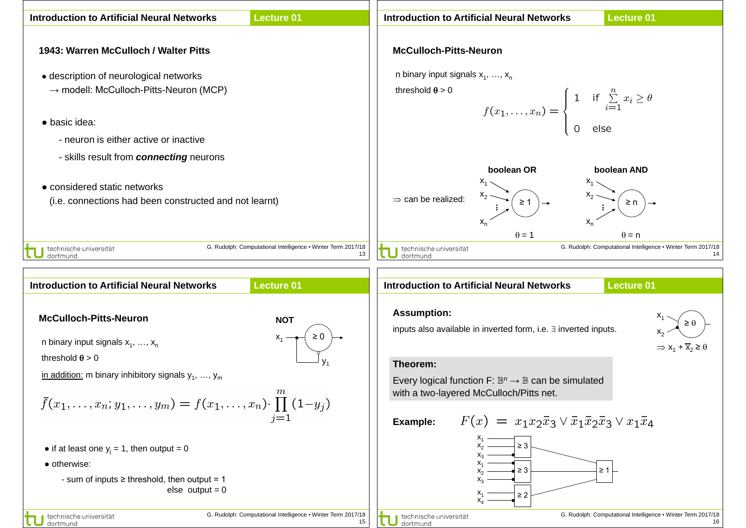## Introduction to Artificial Neural Networks — Lecture 01

### 1943: Warren McCulloch / Walter Pitts

- description of neurological networks
  → modell: McCulloch-Pitts-Neuron (MCP)
- basic idea:
  - neuron is either active or inactive
  - skills result from ***connecting*** neurons
- considered static networks
  (i.e. connections had been constructed and not learnt)

## Introduction to Artificial Neural Networks — Lecture 01

### McCulloch-Pitts-Neuron

n binary input signals $x_1, \ldots, x_n$

threshold $\theta > 0$

$$f(x_1, \ldots, x_n) = \begin{cases} 1 & \text{if } \sum_{i=1}^{n} x_i \geq \theta \\ 0 & \text{else} \end{cases}$$

⇒ can be realized:

**boolean OR**: inputs $x_1, x_2, \ldots, x_n$ → neuron $\geq 1$ → output; $\theta = 1$

**boolean AND**: inputs $x_1, x_2, \ldots, x_n$ → neuron $\geq n$ → output; $\theta = n$

## Introduction to Artificial Neural Networks — Lecture 01

### McCulloch-Pitts-Neuron

n binary input signals $x_1, \ldots, x_n$

threshold $\theta > 0$

in addition: m binary inhibitory signals $y_1, \ldots, y_m$

**NOT**: input $x_1$ → neuron $\geq 0$ → output, with $x_1$ also connected as inhibitory input $y_1$

$$\tilde{f}(x_1, \ldots, x_n; y_1, \ldots, y_m) = f(x_1, \ldots, x_n) \cdot \prod_{j=1}^{m} (1 - y_j)$$

- if at least one $y_j = 1$, then output = 0
- otherwise:
  - sum of inputs ≥ threshold, then output = 1
    else output = 0

## Introduction to Artificial Neural Networks — Lecture 01

**Assumption:**

inputs also available in inverted form, i.e. ∃ inverted inputs.

(Neuron $\geq \theta$ with inputs $x_1$ and inverted $x_2$) ⇒ $x_1 + \bar{x}_2 \geq \theta$

**Theorem:**

Every logical function $F: \mathbb{B}^n \to \mathbb{B}$ can be simulated with a two-layered McCulloch/Pitts net.

**Example:**
$$F(x) = x_1 x_2 \bar{x}_3 \vee \bar{x}_1 \bar{x}_2 \bar{x}_3 \vee x_1 \bar{x}_4$$

First layer: neuron $\geq 3$ with inputs $x_1, x_2, \bar{x}_3$; neuron $\geq 3$ with inputs $\bar{x}_1, \bar{x}_2, \bar{x}_3$; neuron $\geq 2$ with inputs $x_1, \bar{x}_4$. Second layer: neuron $\geq 1$ combining the three outputs.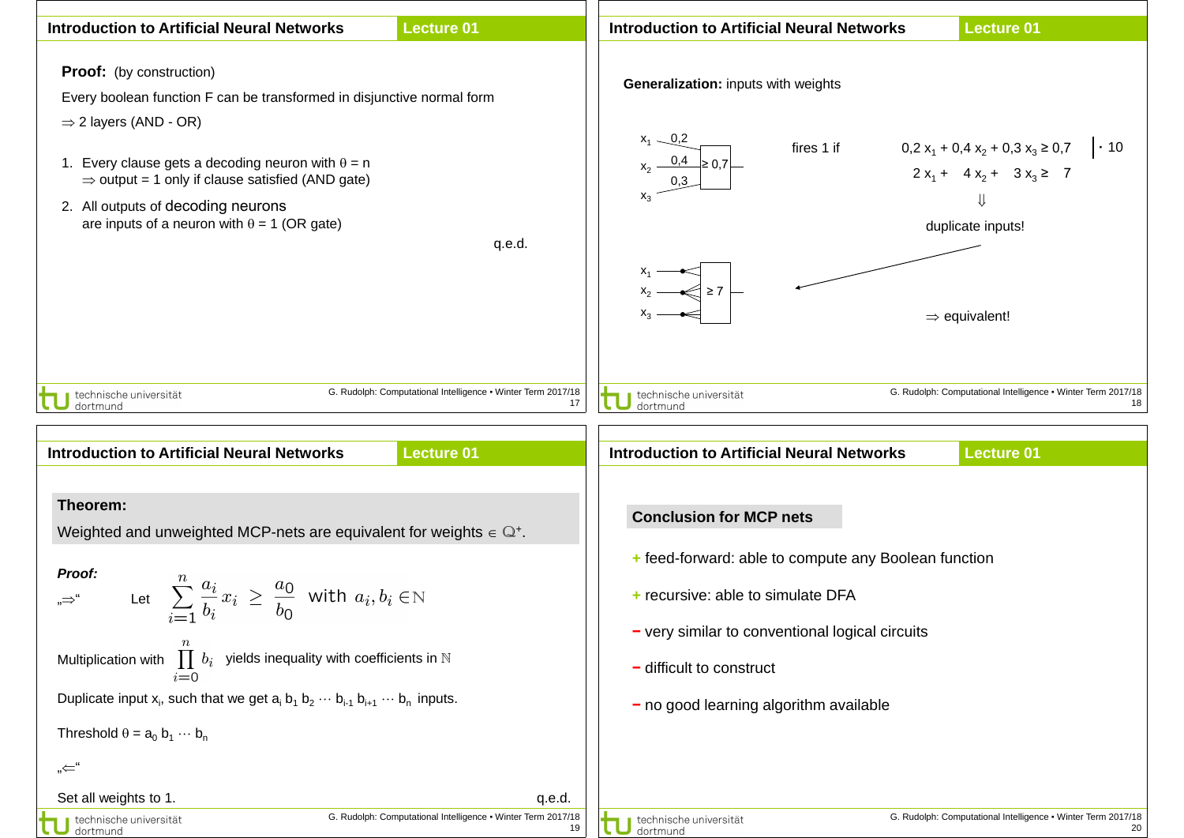## Introduction to Artificial Neural Networks — Lecture 01

**Proof:** (by construction)

Every boolean function F can be transformed in disjunctive normal form

$\Rightarrow$ 2 layers (AND - OR)

1. Every clause gets a decoding neuron with $\theta = n$
   $\Rightarrow$ output = 1 only if clause satisfied (AND gate)
2. All outputs of decoding neurons
   are inputs of a neuron with $\theta = 1$ (OR gate)

q.e.d.

## Introduction to Artificial Neural Networks — Lecture 01

**Generalization:** inputs with weights

Neuron with inputs $x_1$ (weight 0,2), $x_2$ (weight 0,4), $x_3$ (weight 0,3) and threshold $\geq 0{,}7$

fires 1 if $0{,}2\ x_1 + 0{,}4\ x_2 + 0{,}3\ x_3 \geq 0{,}7 \quad | \cdot 10$

$2\ x_1 + 4\ x_2 + 3\ x_3 \geq 7$

$\Downarrow$

duplicate inputs!

Neuron with inputs $x_1$, $x_2$, $x_3$ (duplicated) and threshold $\geq 7$

$\Rightarrow$ equivalent!

## Introduction to Artificial Neural Networks — Lecture 01

**Theorem:**

Weighted and unweighted MCP-nets are equivalent for weights $\in \mathbb{Q}^+$.

***Proof:***

„$\Rightarrow$" Let $\displaystyle\sum_{i=1}^{n} \frac{a_i}{b_i} x_i \geq \frac{a_0}{b_0}$ with $a_i, b_i \in \mathbb{N}$

Multiplication with $\displaystyle\prod_{i=0}^{n} b_i$ yields inequality with coefficients in $\mathbb{N}$

Duplicate input $x_i$, such that we get $a_i\ b_1\ b_2 \cdots b_{i-1}\ b_{i+1} \cdots b_n$ inputs.

Threshold $\theta = a_0\ b_1 \cdots b_n$

„$\Leftarrow$"

Set all weights to 1.

q.e.d.

## Introduction to Artificial Neural Networks — Lecture 01

**Conclusion for MCP nets**

\+ feed-forward: able to compute any Boolean function

\+ recursive: able to simulate DFA

− very similar to conventional logical circuits

− difficult to construct

− no good learning algorithm available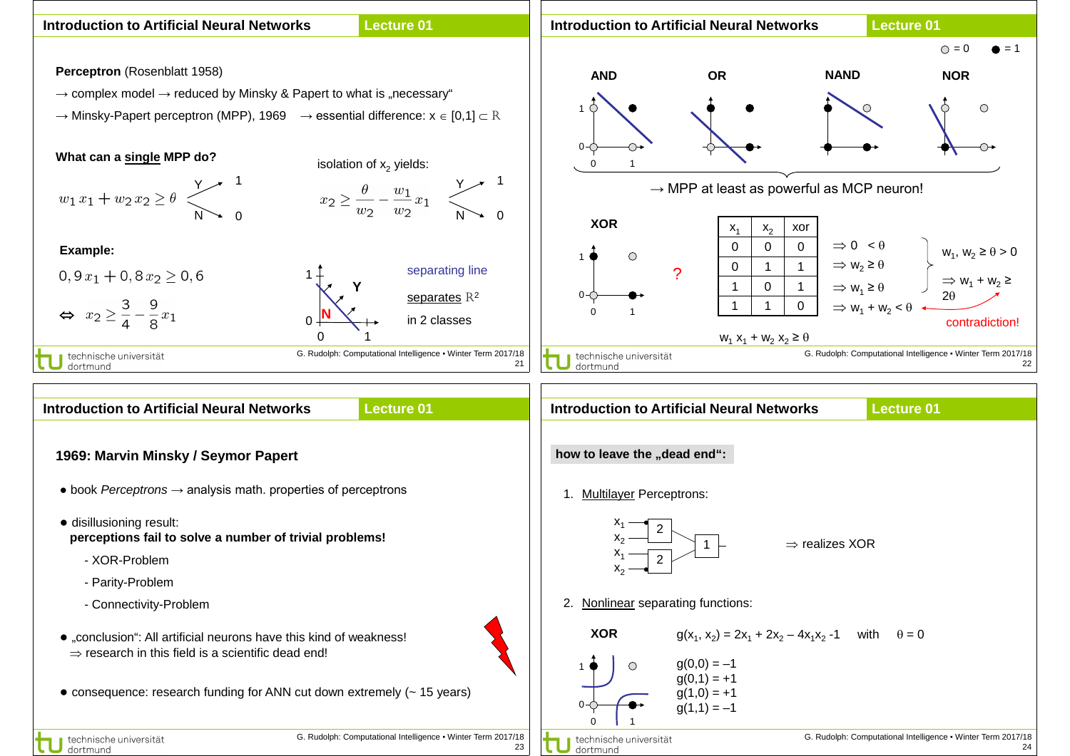## Introduction to Artificial Neural Networks — Lecture 01

**Perceptron** (Rosenblatt 1958)

→ complex model → reduced by Minsky & Papert to what is „necessary"

→ Minsky-Papert perceptron (MPP), 1969 → essential difference: $x \in [0,1] \subset \mathbb{R}$

**What can a single MPP do?**

$$w_1 x_1 + w_2 x_2 \geq \theta$$

Y → 1, N → 0

isolation of $x_2$ yields:

$$x_2 \geq \frac{\theta}{w_2} - \frac{w_1}{w_2} x_1$$

Y → 1, N → 0

**Example:**

$$0,9\, x_1 + 0,8\, x_2 \geq 0,6$$

$$\Leftrightarrow \quad x_2 \geq \frac{3}{4} - \frac{9}{8} x_1$$

separating line

separates $\mathbb{R}^2$

in 2 classes

## Introduction to Artificial Neural Networks — Lecture 01

○ = 0 ● = 1

AND OR NAND NOR

→ MPP at least as powerful as MCP neuron!

**XOR**

?

| $x_1$ | $x_2$ | xor | |
|---|---|---|---|
| 0 | 0 | 0 | $\Rightarrow 0 < \theta$ |
| 0 | 1 | 1 | $\Rightarrow w_2 \geq \theta$ |
| 1 | 0 | 1 | $\Rightarrow w_1 \geq \theta$ |
| 1 | 1 | 0 | $\Rightarrow w_1 + w_2 < \theta$ |

$w_1, w_2 \geq \theta > 0$

$\Rightarrow w_1 + w_2 \geq 2\theta$

contradiction!

$w_1 x_1 + w_2 x_2 \geq \theta$

## Introduction to Artificial Neural Networks — Lecture 01

### 1969: Marvin Minsky / Seymor Papert

- book *Perceptrons* → analysis math. properties of perceptrons
- disillusioning result:
  **perceptions fail to solve a number of trivial problems!**
  - XOR-Problem
  - Parity-Problem
  - Connectivity-Problem
- „conclusion": All artificial neurons have this kind of weakness!
  ⇒ research in this field is a scientific dead end!
- consequence: research funding for ANN cut down extremely (~ 15 years)

## Introduction to Artificial Neural Networks — Lecture 01

**how to leave the „dead end":**

1. Multilayer Perceptrons:

   ($x_1$, $x_2$ → 2; $x_1$, $x_2$ → 2; both → 1) ⇒ realizes XOR

2. Nonlinear separating functions:

**XOR** $g(x_1, x_2) = 2x_1 + 2x_2 - 4x_1x_2 - 1$ with $\theta = 0$

$g(0,0) = -1$
$g(0,1) = +1$
$g(1,0) = +1$
$g(1,1) = -1$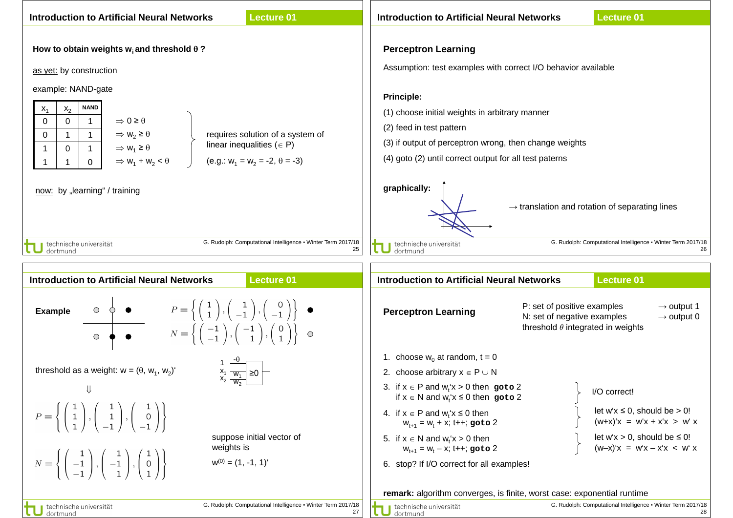## Introduction to Artificial Neural Networks — Lecture 01

### How to obtain weights $w_i$ and threshold $\theta$ ?

as yet: by construction

example: NAND-gate

| $x_1$ | $x_2$ | NAND | |
|---|---|---|---|
| 0 | 0 | 1 | $\Rightarrow 0 \geq \theta$ |
| 0 | 1 | 1 | $\Rightarrow w_2 \geq \theta$ |
| 1 | 0 | 1 | $\Rightarrow w_1 \geq \theta$ |
| 1 | 1 | 0 | $\Rightarrow w_1 + w_2 < \theta$ |

requires solution of a system of linear inequalities ($\in$ P)

(e.g.: $w_1 = w_2 = -2$, $\theta = -3$)

now: by „learning" / training

## Introduction to Artificial Neural Networks — Lecture 01

### Perceptron Learning

Assumption: test examples with correct I/O behavior available

**Principle:**

(1) choose initial weights in arbitrary manner

(2) feed in test pattern

(3) if output of perceptron wrong, then change weights

(4) goto (2) until correct output for all test paterns

**graphically:**

→ translation and rotation of separating lines

## Introduction to Artificial Neural Networks — Lecture 01

**Example**

$$P = \left\{ \begin{pmatrix} 1 \\ 1 \end{pmatrix}, \begin{pmatrix} 1 \\ -1 \end{pmatrix}, \begin{pmatrix} 0 \\ -1 \end{pmatrix} \right\} \quad \bullet$$

$$N = \left\{ \begin{pmatrix} -1 \\ -1 \end{pmatrix}, \begin{pmatrix} -1 \\ 1 \end{pmatrix}, \begin{pmatrix} 0 \\ 1 \end{pmatrix} \right\} \quad \circ$$

threshold as a weight: $w = (\theta, w_1, w_2)'$

$\Downarrow$

$$P = \left\{ \begin{pmatrix} 1 \\ 1 \\ 1 \end{pmatrix}, \begin{pmatrix} 1 \\ 1 \\ -1 \end{pmatrix}, \begin{pmatrix} 1 \\ 0 \\ -1 \end{pmatrix} \right\}$$

$$N = \left\{ \begin{pmatrix} 1 \\ -1 \\ -1 \end{pmatrix}, \begin{pmatrix} 1 \\ -1 \\ 1 \end{pmatrix}, \begin{pmatrix} 1 \\ 0 \\ 1 \end{pmatrix} \right\}$$

(Inputs $1, x_1, x_2$ with weights $-\theta, w_1, w_2$ into unit $\geq 0$)

suppose initial vector of weights is

$w^{(0)} = (1, -1, 1)'$

## Introduction to Artificial Neural Networks — Lecture 01

### Perceptron Learning

P: set of positive examples → output 1
N: set of negative examples → output 0
threshold $\theta$ integrated in weights

1. choose $w_0$ at random, t = 0
2. choose arbitrary $x \in P \cup N$
3. if $x \in P$ and $w_t'x > 0$ then **goto** 2
   if $x \in N$ and $w_t'x \leq 0$ then **goto** 2 — I/O correct!
4. if $x \in P$ and $w_t'x \leq 0$ then
   $w_{t+1} = w_t + x$; t++; **goto** 2 — let $w'x \leq 0$, should be > 0! $(w+x)'x = w'x + x'x > w'x$
5. if $x \in N$ and $w_t'x > 0$ then
   $w_{t+1} = w_t - x$; t++; **goto** 2 — let $w'x > 0$, should be ≤ 0! $(w-x)'x = w'x - x'x < w'x$
6. stop? If I/O correct for all examples!

**remark:** algorithm converges, is finite, worst case: exponential runtime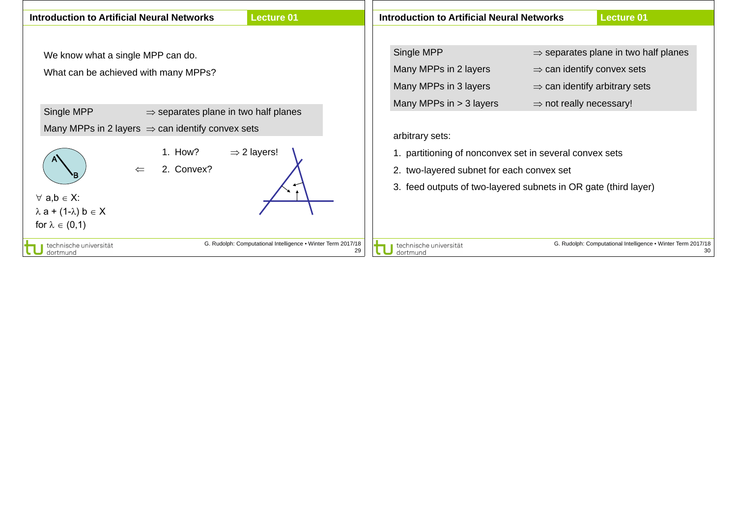## Introduction to Artificial Neural Networks — Lecture 01

We know what a single MPP can do.

What can be achieved with many MPPs?

| | |
|---|---|
| Single MPP | $\Rightarrow$ separates plane in two half planes |
| Many MPPs in 2 layers | $\Rightarrow$ can identify convex sets |

A

B

$\Leftarrow$

1. How? $\Rightarrow$ 2 layers!
2. Convex?

$\forall$ a,b $\in$ X:

$\lambda$ a + (1-$\lambda$) b $\in$ X

for $\lambda \in (0,1)$

## Introduction to Artificial Neural Networks — Lecture 01

| | |
|---|---|
| Single MPP | $\Rightarrow$ separates plane in two half planes |
| Many MPPs in 2 layers | $\Rightarrow$ can identify convex sets |
| Many MPPs in 3 layers | $\Rightarrow$ can identify arbitrary sets |
| Many MPPs in > 3 layers | $\Rightarrow$ not really necessary! |

arbitrary sets:

1. partitioning of nonconvex set in several convex sets
2. two-layered subnet for each convex set
3. feed outputs of two-layered subnets in OR gate (third layer)